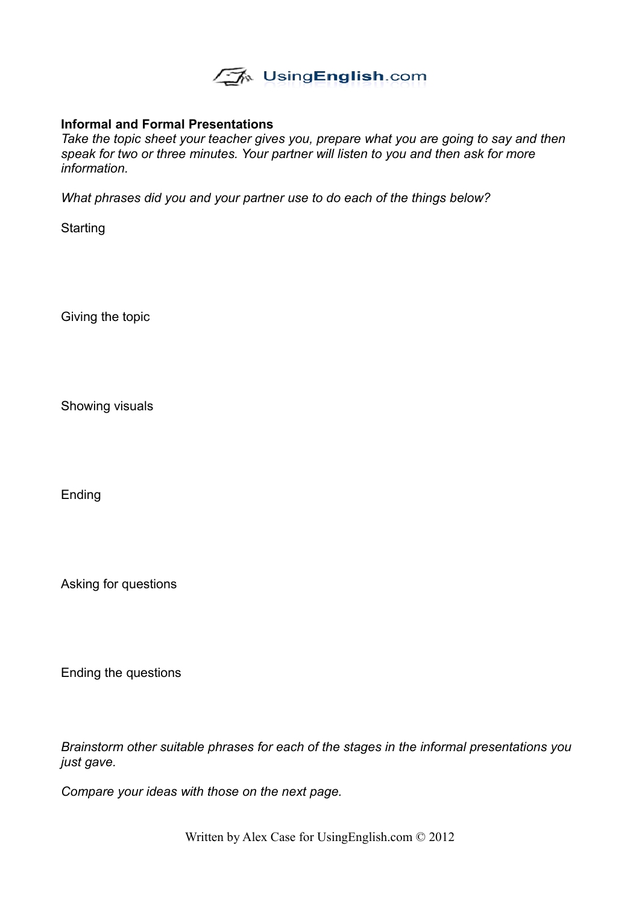UsingEnglish.com

## Informal and Formal Presentations

*Take the topic sheet your teacher gives you, prepare what you are going to say and then speak for two or three minutes. Your partner will listen to you and then ask for more information.*

*What phrases did you and your partner use to do each of the things below?*

Starting

Giving the topic

Showing visuals

Ending

Asking for questions

Ending the questions

*Brainstorm other suitable phrases for each of the stages in the informal presentations you just gave.*

*Compare your ideas with those on the next page.*

Written by Alex Case for UsingEnglish.com © 2012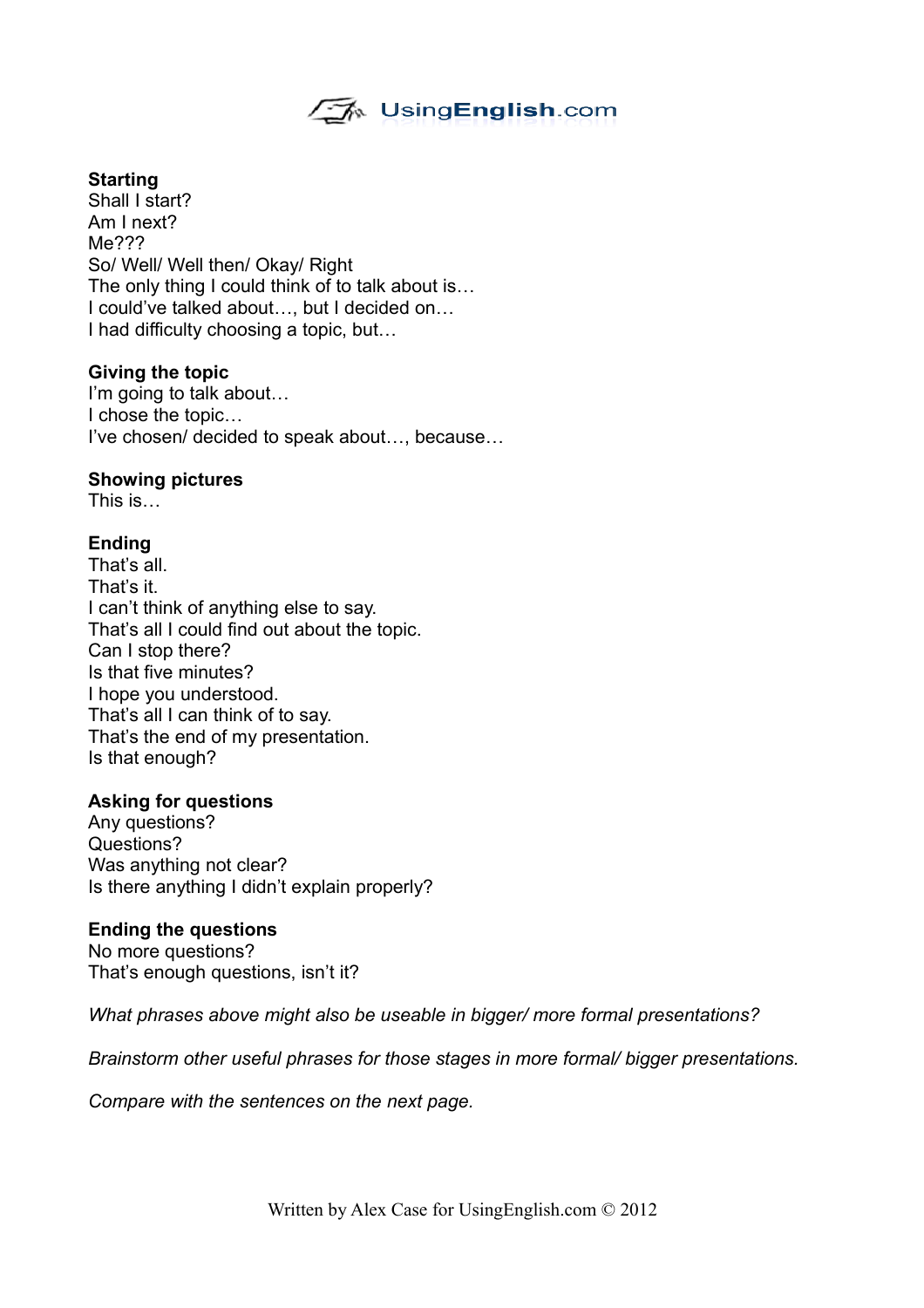**Starting**
Shall I start?
Am I next?
Me???
So/ Well/ Well then/ Okay/ Right
The only thing I could think of to talk about is…
I could've talked about…, but I decided on…
I had difficulty choosing a topic, but…

**Giving the topic**
I'm going to talk about…
I chose the topic…
I've chosen/ decided to speak about…, because…

**Showing pictures**
This is…

**Ending**
That's all.
That's it.
I can't think of anything else to say.
That's all I could find out about the topic.
Can I stop there?
Is that five minutes?
I hope you understood.
That's all I can think of to say.
That's the end of my presentation.
Is that enough?

**Asking for questions**
Any questions?
Questions?
Was anything not clear?
Is there anything I didn't explain properly?

**Ending the questions**
No more questions?
That's enough questions, isn't it?

*What phrases above might also be useable in bigger/ more formal presentations?*

*Brainstorm other useful phrases for those stages in more formal/ bigger presentations.*

*Compare with the sentences on the next page.*

Written by Alex Case for UsingEnglish.com © 2012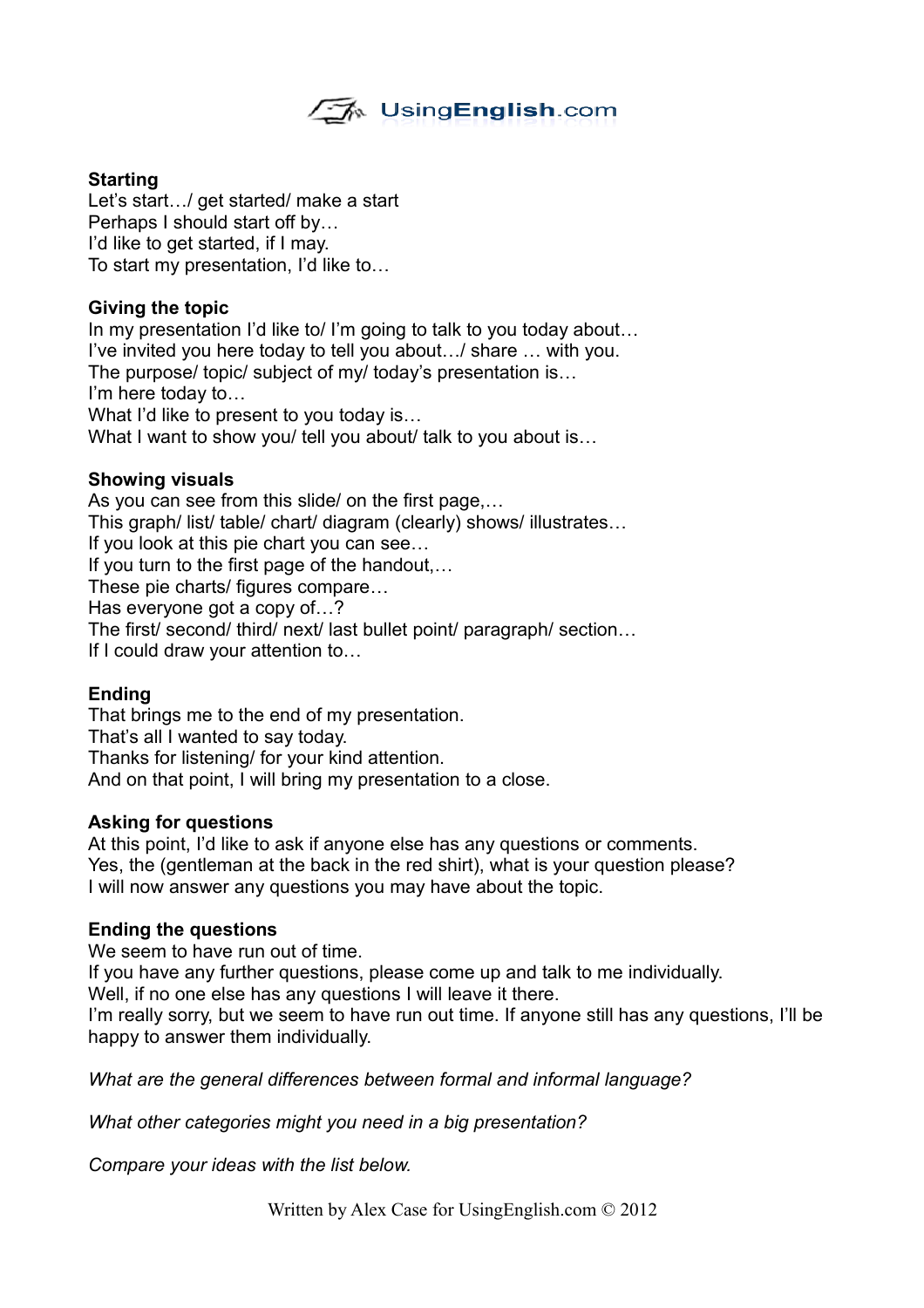**Starting**
Let's start…/ get started/ make a start
Perhaps I should start off by…
I'd like to get started, if I may.
To start my presentation, I'd like to…

**Giving the topic**
In my presentation I'd like to/ I'm going to talk to you today about…
I've invited you here today to tell you about…/ share … with you.
The purpose/ topic/ subject of my/ today's presentation is…
I'm here today to…
What I'd like to present to you today is…
What I want to show you/ tell you about/ talk to you about is…

**Showing visuals**
As you can see from this slide/ on the first page,…
This graph/ list/ table/ chart/ diagram (clearly) shows/ illustrates…
If you look at this pie chart you can see…
If you turn to the first page of the handout,…
These pie charts/ figures compare…
Has everyone got a copy of…?
The first/ second/ third/ next/ last bullet point/ paragraph/ section…
If I could draw your attention to…

**Ending**
That brings me to the end of my presentation.
That's all I wanted to say today.
Thanks for listening/ for your kind attention.
And on that point, I will bring my presentation to a close.

**Asking for questions**
At this point, I'd like to ask if anyone else has any questions or comments.
Yes, the (gentleman at the back in the red shirt), what is your question please?
I will now answer any questions you may have about the topic.

**Ending the questions**
We seem to have run out of time.
If you have any further questions, please come up and talk to me individually.
Well, if no one else has any questions I will leave it there.
I'm really sorry, but we seem to have run out time. If anyone still has any questions, I'll be happy to answer them individually.

*What are the general differences between formal and informal language?*

*What other categories might you need in a big presentation?*

*Compare your ideas with the list below.*

Written by Alex Case for UsingEnglish.com © 2012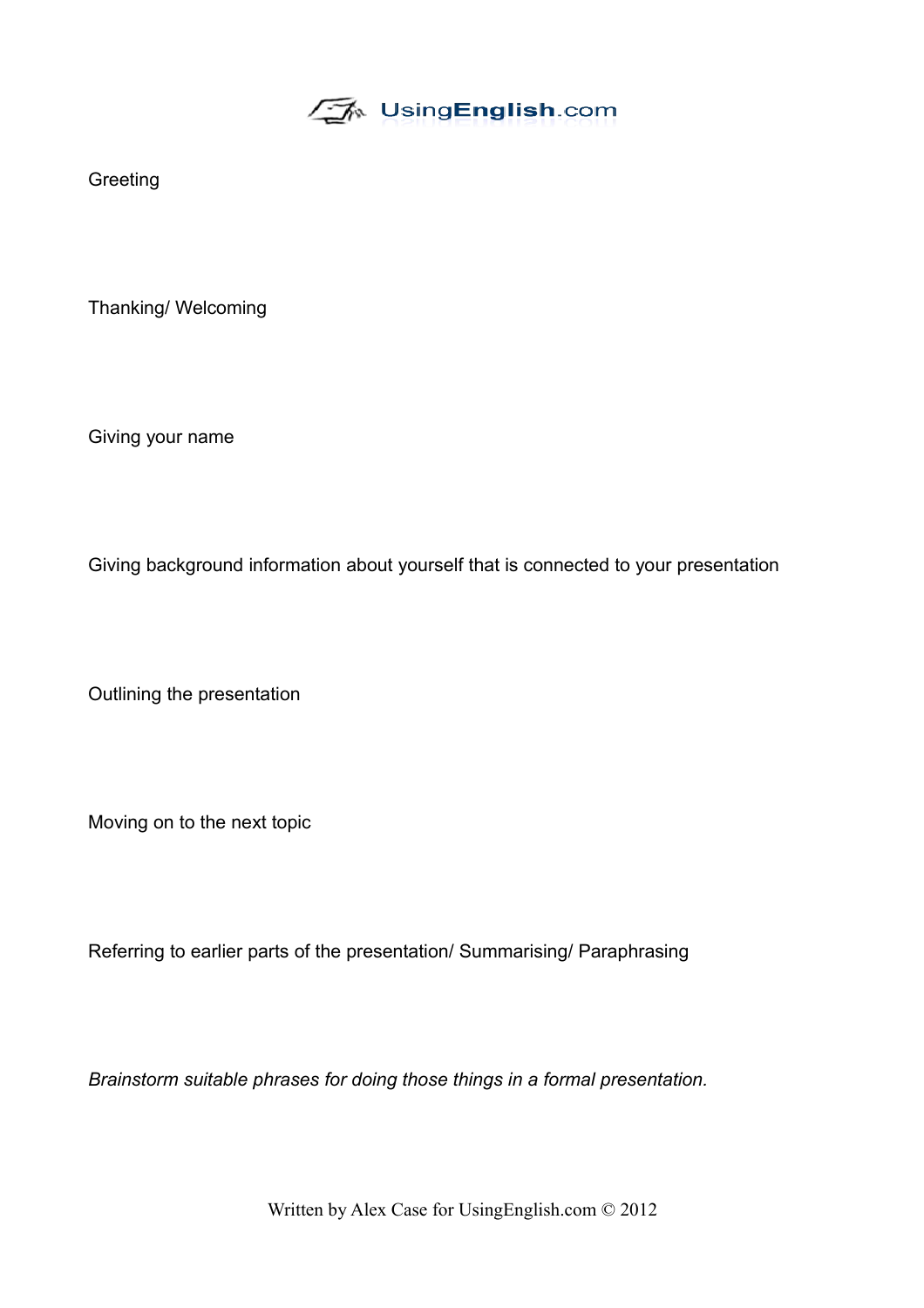Greeting

Thanking/ Welcoming

Giving your name

Giving background information about yourself that is connected to your presentation

Outlining the presentation

Moving on to the next topic

Referring to earlier parts of the presentation/ Summarising/ Paraphrasing

*Brainstorm suitable phrases for doing those things in a formal presentation.*

Written by Alex Case for UsingEnglish.com © 2012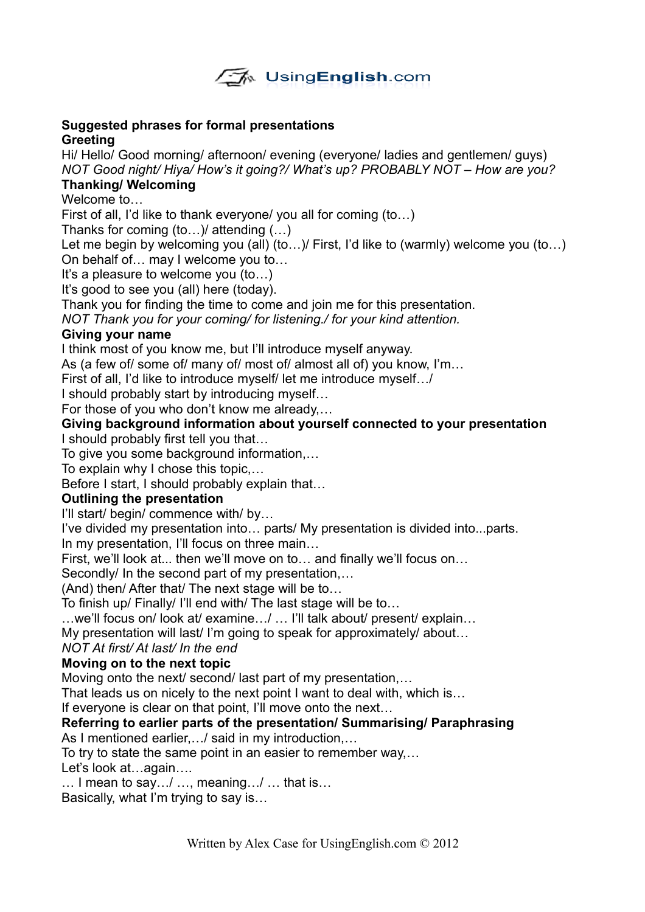**Suggested phrases for formal presentations**

**Greeting**

Hi/ Hello/ Good morning/ afternoon/ evening (everyone/ ladies and gentlemen/ guys)
*NOT Good night/ Hiya/ How's it going?/ What's up? PROBABLY NOT – How are you?*

**Thanking/ Welcoming**

Welcome to…
First of all, I'd like to thank everyone/ you all for coming (to…)
Thanks for coming (to…)/ attending (…)
Let me begin by welcoming you (all) (to…)/ First, I'd like to (warmly) welcome you (to…)
On behalf of… may I welcome you to…
It's a pleasure to welcome you (to…)
It's good to see you (all) here (today).
Thank you for finding the time to come and join me for this presentation.
*NOT Thank you for your coming/ for listening./ for your kind attention.*

**Giving your name**

I think most of you know me, but I'll introduce myself anyway.
As (a few of/ some of/ many of/ most of/ almost all of) you know, I'm…
First of all, I'd like to introduce myself/ let me introduce myself…/
I should probably start by introducing myself…
For those of you who don't know me already,…

**Giving background information about yourself connected to your presentation**

I should probably first tell you that…
To give you some background information,…
To explain why I chose this topic,…
Before I start, I should probably explain that…

**Outlining the presentation**

I'll start/ begin/ commence with/ by…
I've divided my presentation into… parts/ My presentation is divided into...parts.
In my presentation, I'll focus on three main…
First, we'll look at... then we'll move on to… and finally we'll focus on…
Secondly/ In the second part of my presentation,…
(And) then/ After that/ The next stage will be to…
To finish up/ Finally/ I'll end with/ The last stage will be to…
…we'll focus on/ look at/ examine…/ … I'll talk about/ present/ explain…
My presentation will last/ I'm going to speak for approximately/ about…
*NOT At first/ At last/ In the end*

**Moving on to the next topic**

Moving onto the next/ second/ last part of my presentation,…
That leads us on nicely to the next point I want to deal with, which is…
If everyone is clear on that point, I'll move onto the next…

**Referring to earlier parts of the presentation/ Summarising/ Paraphrasing**

As I mentioned earlier,…/ said in my introduction,…
To try to state the same point in an easier to remember way,…
Let's look at…again….
… I mean to say…/ …, meaning…/ … that is…
Basically, what I'm trying to say is…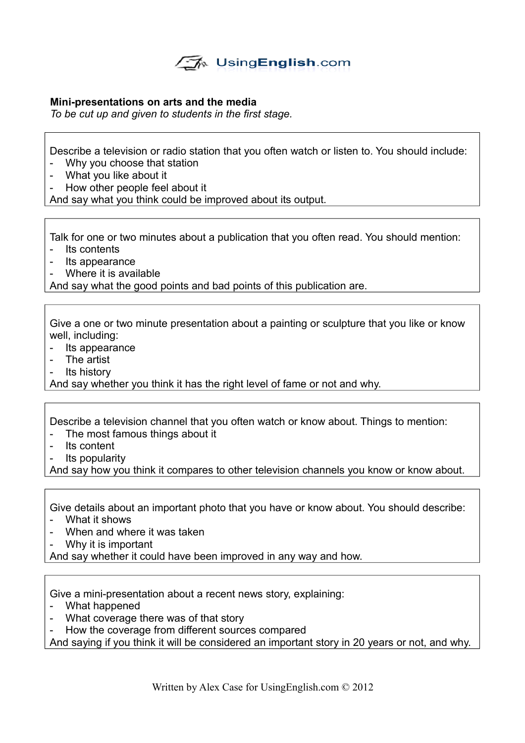UsingEnglish.com

**Mini-presentations on arts and the media**
*To be cut up and given to students in the first stage.*

Describe a television or radio station that you often watch or listen to. You should include:
- Why you choose that station
- What you like about it
- How other people feel about it

And say what you think could be improved about its output.

---

Talk for one or two minutes about a publication that you often read. You should mention:
- Its contents
- Its appearance
- Where it is available

And say what the good points and bad points of this publication are.

---

Give a one or two minute presentation about a painting or sculpture that you like or know well, including:
- Its appearance
- The artist
- Its history

And say whether you think it has the right level of fame or not and why.

---

Describe a television channel that you often watch or know about. Things to mention:
- The most famous things about it
- Its content
- Its popularity

And say how you think it compares to other television channels you know or know about.

---

Give details about an important photo that you have or know about. You should describe:
- What it shows
- When and where it was taken
- Why it is important

And say whether it could have been improved in any way and how.

---

Give a mini-presentation about a recent news story, explaining:
- What happened
- What coverage there was of that story
- How the coverage from different sources compared

And saying if you think it will be considered an important story in 20 years or not, and why.

Written by Alex Case for UsingEnglish.com © 2012